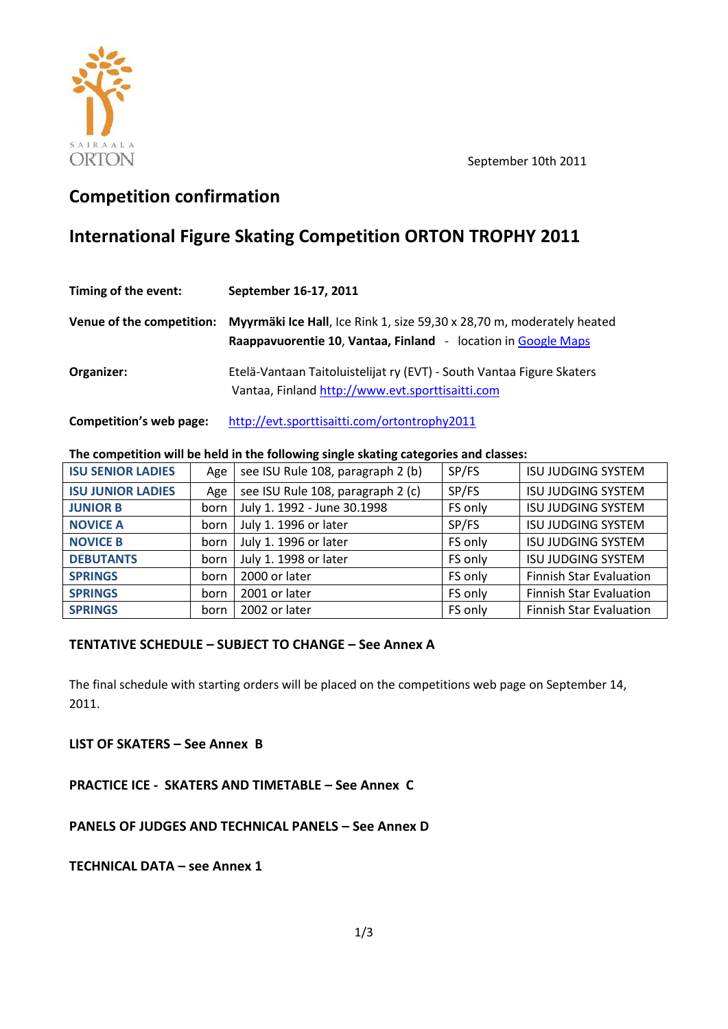SAIRAALA ORTON

September 10th 2011

## Competition confirmation

## International Figure Skating Competition ORTON TROPHY 2011

**Timing of the event:** **September 16-17, 2011**

**Venue of the competition:** **Myyrmäki Ice Hall**, Ice Rink 1, size 59,30 x 28,70 m, moderately heated
**Raappavuorentie 10, Vantaa, Finland** - location in Google Maps

**Organizer:** Etelä-Vantaan Taitoluistelijat ry (EVT) - South Vantaa Figure Skaters
Vantaa, Finland http://www.evt.sporttisaitti.com

**Competition's web page:** http://evt.sporttisaitti.com/ortontrophy2011

**The competition will be held in the following single skating categories and classes:**

| | | | | |
|---|---|---|---|---|
| **ISU SENIOR LADIES** | Age | see ISU Rule 108, paragraph 2 (b) | SP/FS | ISU JUDGING SYSTEM |
| **ISU JUNIOR LADIES** | Age | see ISU Rule 108, paragraph 2 (c) | SP/FS | ISU JUDGING SYSTEM |
| **JUNIOR B** | born | July 1. 1992 - June 30.1998 | FS only | ISU JUDGING SYSTEM |
| **NOVICE A** | born | July 1. 1996 or later | SP/FS | ISU JUDGING SYSTEM |
| **NOVICE B** | born | July 1. 1996 or later | FS only | ISU JUDGING SYSTEM |
| **DEBUTANTS** | born | July 1. 1998 or later | FS only | ISU JUDGING SYSTEM |
| **SPRINGS** | born | 2000 or later | FS only | Finnish Star Evaluation |
| **SPRINGS** | born | 2001 or later | FS only | Finnish Star Evaluation |
| **SPRINGS** | born | 2002 or later | FS only | Finnish Star Evaluation |

**TENTATIVE SCHEDULE – SUBJECT TO CHANGE – See Annex A**

The final schedule with starting orders will be placed on the competitions web page on September 14, 2011.

**LIST OF SKATERS – See Annex B**

**PRACTICE ICE - SKATERS AND TIMETABLE – See Annex C**

**PANELS OF JUDGES AND TECHNICAL PANELS – See Annex D**

**TECHNICAL DATA – see Annex 1**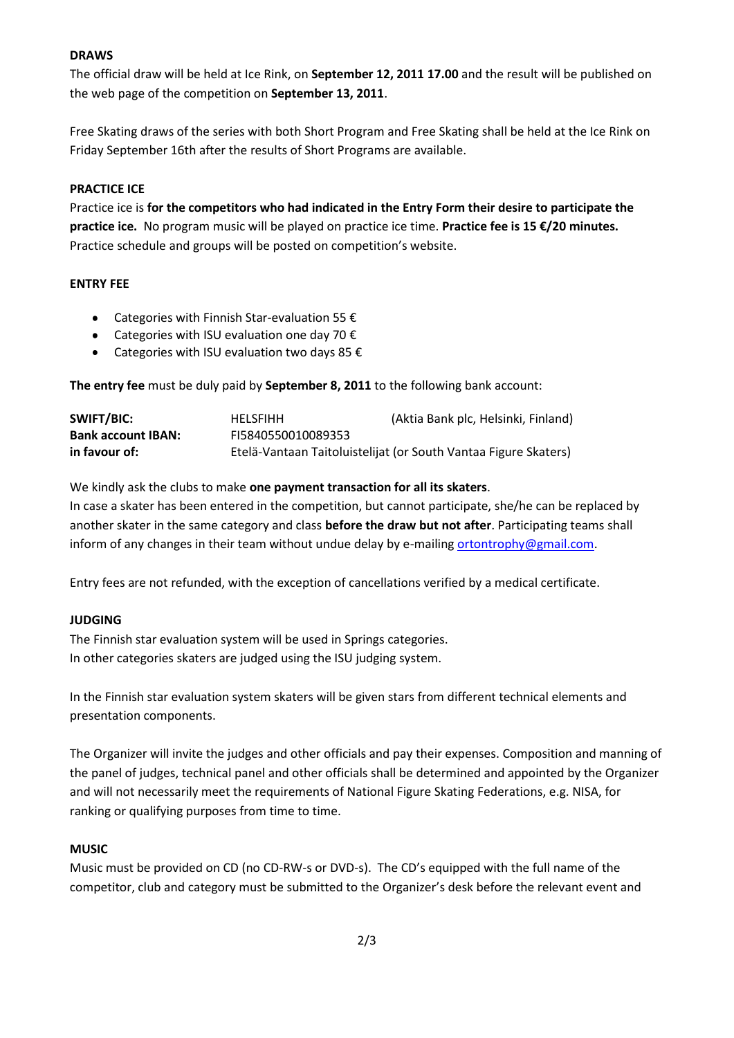## DRAWS

The official draw will be held at Ice Rink, on **September 12, 2011 17.00** and the result will be published on the web page of the competition on **September 13, 2011**.

Free Skating draws of the series with both Short Program and Free Skating shall be held at the Ice Rink on Friday September 16th after the results of Short Programs are available.

## PRACTICE ICE

Practice ice is **for the competitors who had indicated in the Entry Form their desire to participate the practice ice.** No program music will be played on practice ice time. **Practice fee is 15 €/20 minutes.** Practice schedule and groups will be posted on competition's website.

## ENTRY FEE

- Categories with Finnish Star-evaluation 55 €
- Categories with ISU evaluation one day 70 €
- Categories with ISU evaluation two days 85 €

**The entry fee** must be duly paid by **September 8, 2011** to the following bank account:

| | | |
|---|---|---|
| **SWIFT/BIC:** | HELSFIHH | (Aktia Bank plc, Helsinki, Finland) |
| **Bank account IBAN:** | FI5840550010089353 | |
| **in favour of:** | Etelä-Vantaan Taitoluistelijat (or South Vantaa Figure Skaters) | |

We kindly ask the clubs to make **one payment transaction for all its skaters**.
In case a skater has been entered in the competition, but cannot participate, she/he can be replaced by another skater in the same category and class **before the draw but not after**. Participating teams shall inform of any changes in their team without undue delay by e-mailing ortontrophy@gmail.com.

Entry fees are not refunded, with the exception of cancellations verified by a medical certificate.

## JUDGING

The Finnish star evaluation system will be used in Springs categories.
In other categories skaters are judged using the ISU judging system.

In the Finnish star evaluation system skaters will be given stars from different technical elements and presentation components.

The Organizer will invite the judges and other officials and pay their expenses. Composition and manning of the panel of judges, technical panel and other officials shall be determined and appointed by the Organizer and will not necessarily meet the requirements of National Figure Skating Federations, e.g. NISA, for ranking or qualifying purposes from time to time.

## MUSIC

Music must be provided on CD (no CD-RW-s or DVD-s). The CD's equipped with the full name of the competitor, club and category must be submitted to the Organizer's desk before the relevant event and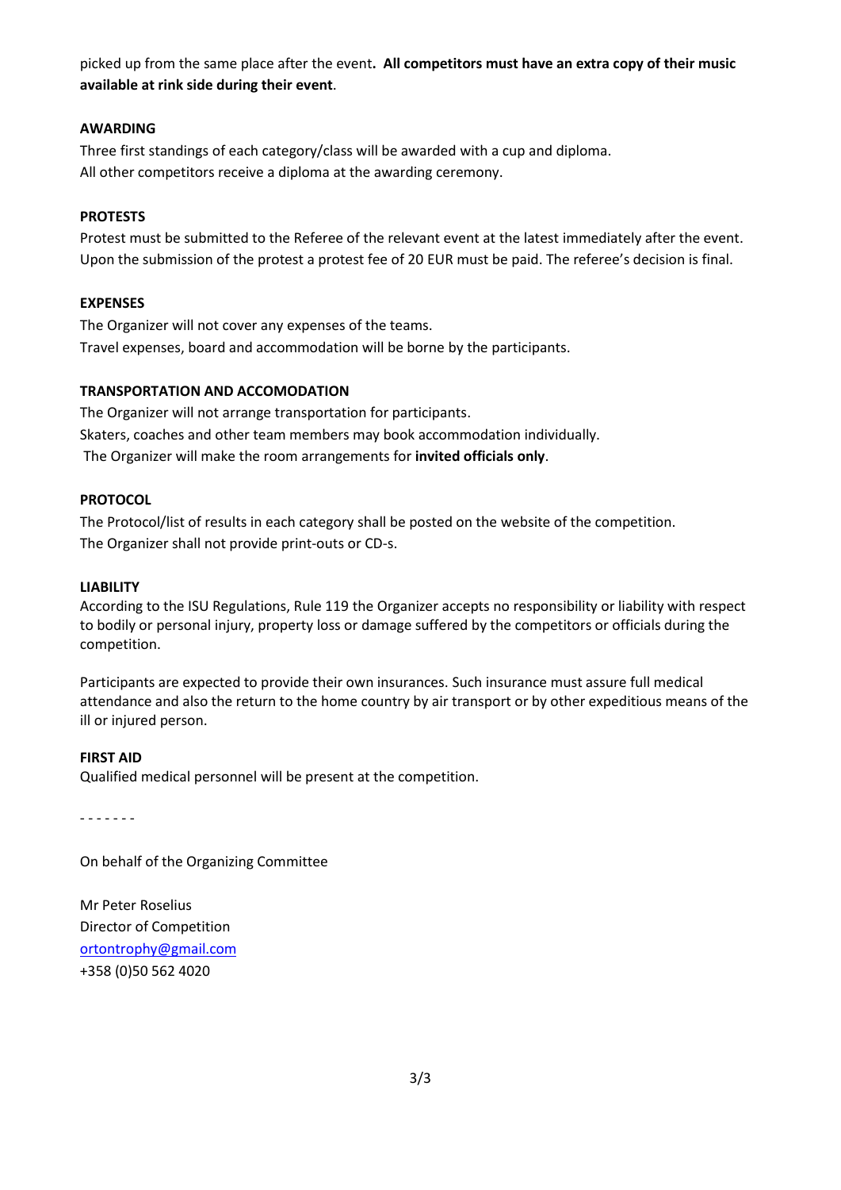picked up from the same place after the event**. All competitors must have an extra copy of their music available at rink side during their event**.

## AWARDING

Three first standings of each category/class will be awarded with a cup and diploma.
All other competitors receive a diploma at the awarding ceremony.

## PROTESTS

Protest must be submitted to the Referee of the relevant event at the latest immediately after the event. Upon the submission of the protest a protest fee of 20 EUR must be paid. The referee's decision is final.

## EXPENSES

The Organizer will not cover any expenses of the teams.
Travel expenses, board and accommodation will be borne by the participants.

## TRANSPORTATION AND ACCOMODATION

The Organizer will not arrange transportation for participants.
Skaters, coaches and other team members may book accommodation individually.
The Organizer will make the room arrangements for **invited officials only**.

## PROTOCOL

The Protocol/list of results in each category shall be posted on the website of the competition.
The Organizer shall not provide print-outs or CD-s.

## LIABILITY

According to the ISU Regulations, Rule 119 the Organizer accepts no responsibility or liability with respect to bodily or personal injury, property loss or damage suffered by the competitors or officials during the competition.

Participants are expected to provide their own insurances. Such insurance must assure full medical attendance and also the return to the home country by air transport or by other expeditious means of the ill or injured person.

## FIRST AID

Qualified medical personnel will be present at the competition.

- - - - - - -

On behalf of the Organizing Committee

Mr Peter Roselius
Director of Competition
ortontrophy@gmail.com
+358 (0)50 562 4020